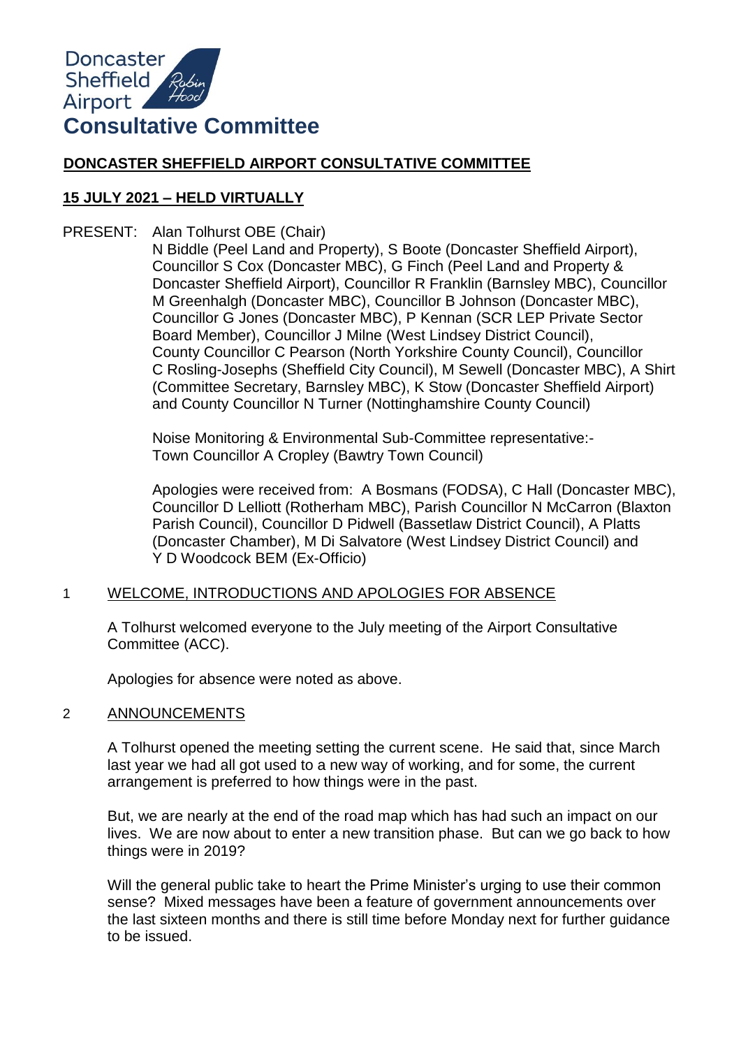Doncaster Sheffield Airport

# Consultative Committee

## DONCASTER SHEFFIELD AIRPORT CONSULTATIVE COMMITTEE

### 15 JULY 2021 – HELD VIRTUALLY

PRESENT: Alan Tolhurst OBE (Chair)

N Biddle (Peel Land and Property), S Boote (Doncaster Sheffield Airport), Councillor S Cox (Doncaster MBC), G Finch (Peel Land and Property & Doncaster Sheffield Airport), Councillor R Franklin (Barnsley MBC), Councillor M Greenhalgh (Doncaster MBC), Councillor B Johnson (Doncaster MBC), Councillor G Jones (Doncaster MBC), P Kennan (SCR LEP Private Sector Board Member), Councillor J Milne (West Lindsey District Council), County Councillor C Pearson (North Yorkshire County Council), Councillor C Rosling-Josephs (Sheffield City Council), M Sewell (Doncaster MBC), A Shirt (Committee Secretary, Barnsley MBC), K Stow (Doncaster Sheffield Airport) and County Councillor N Turner (Nottinghamshire County Council)

Noise Monitoring & Environmental Sub-Committee representative:-
Town Councillor A Cropley (Bawtry Town Council)

Apologies were received from: A Bosmans (FODSA), C Hall (Doncaster MBC), Councillor D Lelliott (Rotherham MBC), Parish Councillor N McCarron (Blaxton Parish Council), Councillor D Pidwell (Bassetlaw District Council), A Platts (Doncaster Chamber), M Di Salvatore (West Lindsey District Council) and Y D Woodcock BEM (Ex-Officio)

### 1 WELCOME, INTRODUCTIONS AND APOLOGIES FOR ABSENCE

A Tolhurst welcomed everyone to the July meeting of the Airport Consultative Committee (ACC).

Apologies for absence were noted as above.

### 2 ANNOUNCEMENTS

A Tolhurst opened the meeting setting the current scene. He said that, since March last year we had all got used to a new way of working, and for some, the current arrangement is preferred to how things were in the past.

But, we are nearly at the end of the road map which has had such an impact on our lives. We are now about to enter a new transition phase. But can we go back to how things were in 2019?

Will the general public take to heart the Prime Minister's urging to use their common sense? Mixed messages have been a feature of government announcements over the last sixteen months and there is still time before Monday next for further guidance to be issued.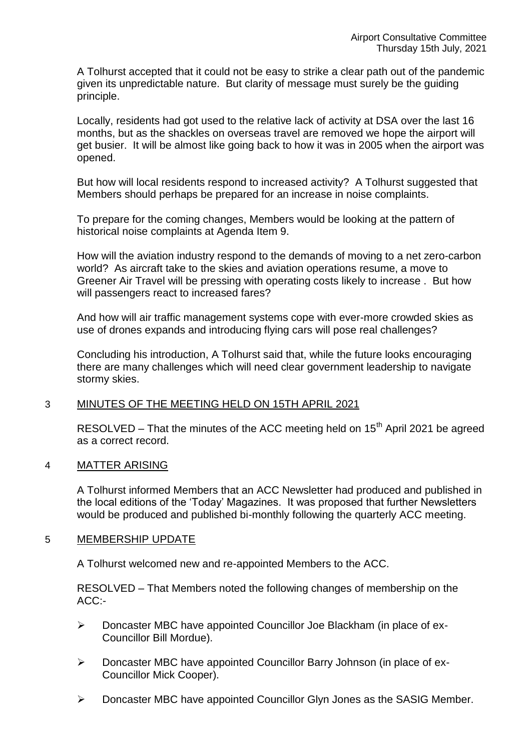A Tolhurst accepted that it could not be easy to strike a clear path out of the pandemic given its unpredictable nature. But clarity of message must surely be the guiding principle.

Locally, residents had got used to the relative lack of activity at DSA over the last 16 months, but as the shackles on overseas travel are removed we hope the airport will get busier. It will be almost like going back to how it was in 2005 when the airport was opened.

But how will local residents respond to increased activity? A Tolhurst suggested that Members should perhaps be prepared for an increase in noise complaints.

To prepare for the coming changes, Members would be looking at the pattern of historical noise complaints at Agenda Item 9.

How will the aviation industry respond to the demands of moving to a net zero-carbon world? As aircraft take to the skies and aviation operations resume, a move to Greener Air Travel will be pressing with operating costs likely to increase . But how will passengers react to increased fares?

And how will air traffic management systems cope with ever-more crowded skies as use of drones expands and introducing flying cars will pose real challenges?

Concluding his introduction, A Tolhurst said that, while the future looks encouraging there are many challenges which will need clear government leadership to navigate stormy skies.

## 3 MINUTES OF THE MEETING HELD ON 15TH APRIL 2021

RESOLVED – That the minutes of the ACC meeting held on 15th April 2021 be agreed as a correct record.

## 4 MATTER ARISING

A Tolhurst informed Members that an ACC Newsletter had produced and published in the local editions of the 'Today' Magazines. It was proposed that further Newsletters would be produced and published bi-monthly following the quarterly ACC meeting.

## 5 MEMBERSHIP UPDATE

A Tolhurst welcomed new and re-appointed Members to the ACC.

RESOLVED – That Members noted the following changes of membership on the ACC:-

- Doncaster MBC have appointed Councillor Joe Blackham (in place of ex-Councillor Bill Mordue).
- Doncaster MBC have appointed Councillor Barry Johnson (in place of ex-Councillor Mick Cooper).
- Doncaster MBC have appointed Councillor Glyn Jones as the SASIG Member.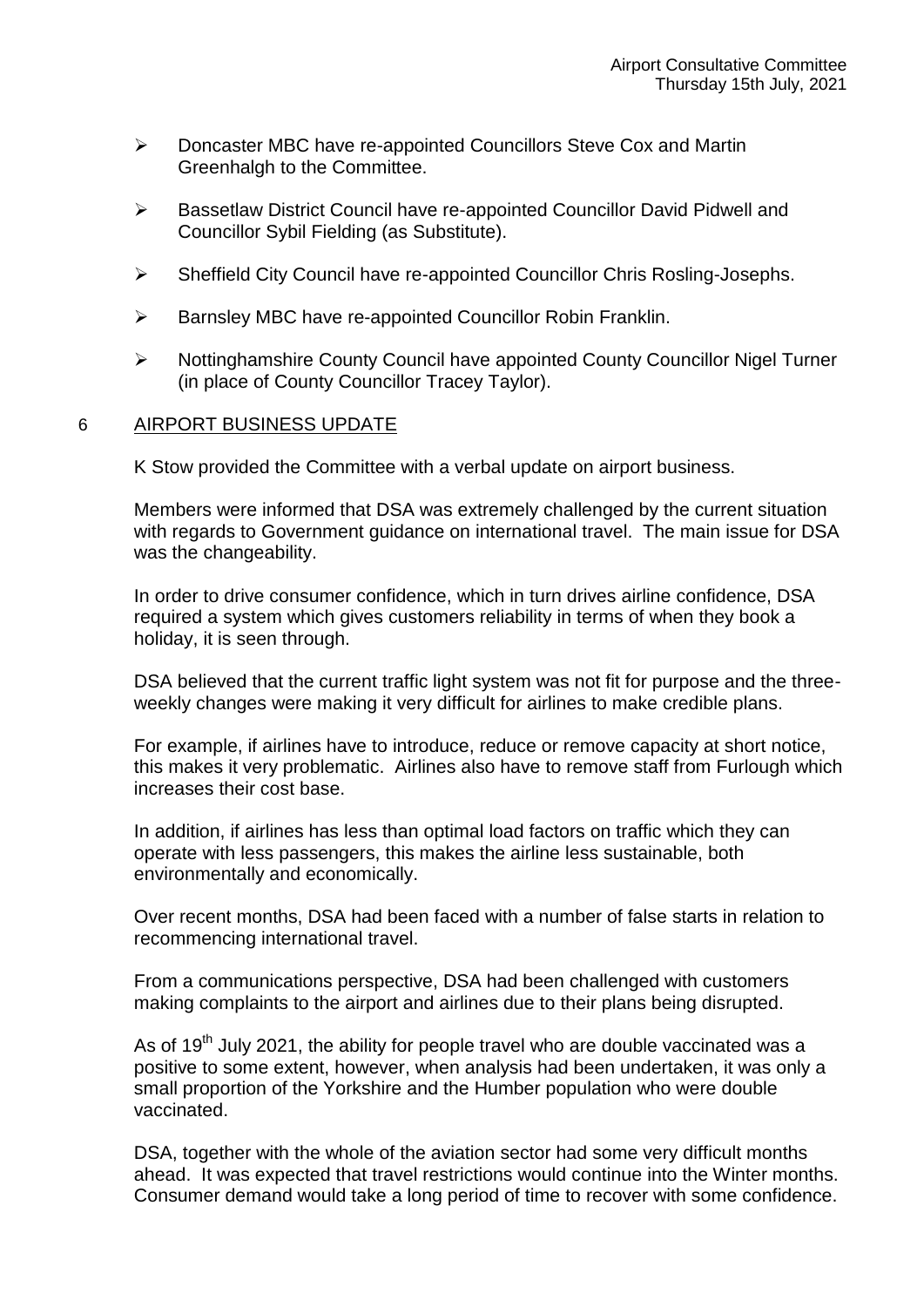- Doncaster MBC have re-appointed Councillors Steve Cox and Martin Greenhalgh to the Committee.
- Bassetlaw District Council have re-appointed Councillor David Pidwell and Councillor Sybil Fielding (as Substitute).
- Sheffield City Council have re-appointed Councillor Chris Rosling-Josephs.
- Barnsley MBC have re-appointed Councillor Robin Franklin.
- Nottinghamshire County Council have appointed County Councillor Nigel Turner (in place of County Councillor Tracey Taylor).

## 6 AIRPORT BUSINESS UPDATE

K Stow provided the Committee with a verbal update on airport business.

Members were informed that DSA was extremely challenged by the current situation with regards to Government guidance on international travel. The main issue for DSA was the changeability.

In order to drive consumer confidence, which in turn drives airline confidence, DSA required a system which gives customers reliability in terms of when they book a holiday, it is seen through.

DSA believed that the current traffic light system was not fit for purpose and the three-weekly changes were making it very difficult for airlines to make credible plans.

For example, if airlines have to introduce, reduce or remove capacity at short notice, this makes it very problematic. Airlines also have to remove staff from Furlough which increases their cost base.

In addition, if airlines has less than optimal load factors on traffic which they can operate with less passengers, this makes the airline less sustainable, both environmentally and economically.

Over recent months, DSA had been faced with a number of false starts in relation to recommencing international travel.

From a communications perspective, DSA had been challenged with customers making complaints to the airport and airlines due to their plans being disrupted.

As of 19th July 2021, the ability for people travel who are double vaccinated was a positive to some extent, however, when analysis had been undertaken, it was only a small proportion of the Yorkshire and the Humber population who were double vaccinated.

DSA, together with the whole of the aviation sector had some very difficult months ahead. It was expected that travel restrictions would continue into the Winter months. Consumer demand would take a long period of time to recover with some confidence.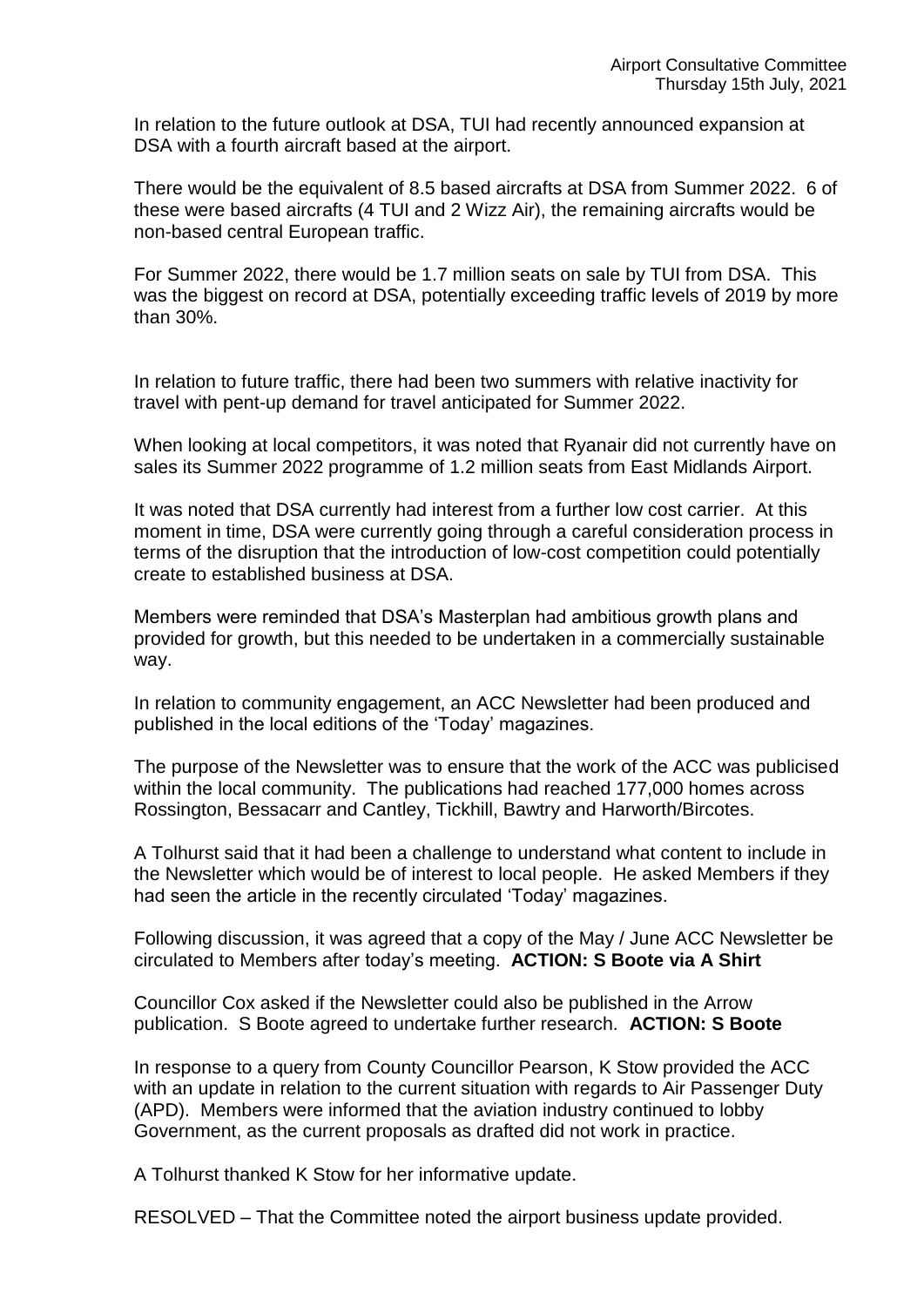In relation to the future outlook at DSA, TUI had recently announced expansion at DSA with a fourth aircraft based at the airport.

There would be the equivalent of 8.5 based aircrafts at DSA from Summer 2022. 6 of these were based aircrafts (4 TUI and 2 Wizz Air), the remaining aircrafts would be non-based central European traffic.

For Summer 2022, there would be 1.7 million seats on sale by TUI from DSA. This was the biggest on record at DSA, potentially exceeding traffic levels of 2019 by more than 30%.

In relation to future traffic, there had been two summers with relative inactivity for travel with pent-up demand for travel anticipated for Summer 2022.

When looking at local competitors, it was noted that Ryanair did not currently have on sales its Summer 2022 programme of 1.2 million seats from East Midlands Airport.

It was noted that DSA currently had interest from a further low cost carrier. At this moment in time, DSA were currently going through a careful consideration process in terms of the disruption that the introduction of low-cost competition could potentially create to established business at DSA.

Members were reminded that DSA's Masterplan had ambitious growth plans and provided for growth, but this needed to be undertaken in a commercially sustainable way.

In relation to community engagement, an ACC Newsletter had been produced and published in the local editions of the 'Today' magazines.

The purpose of the Newsletter was to ensure that the work of the ACC was publicised within the local community. The publications had reached 177,000 homes across Rossington, Bessacarr and Cantley, Tickhill, Bawtry and Harworth/Bircotes.

A Tolhurst said that it had been a challenge to understand what content to include in the Newsletter which would be of interest to local people. He asked Members if they had seen the article in the recently circulated 'Today' magazines.

Following discussion, it was agreed that a copy of the May / June ACC Newsletter be circulated to Members after today's meeting. **ACTION: S Boote via A Shirt**

Councillor Cox asked if the Newsletter could also be published in the Arrow publication. S Boote agreed to undertake further research. **ACTION: S Boote**

In response to a query from County Councillor Pearson, K Stow provided the ACC with an update in relation to the current situation with regards to Air Passenger Duty (APD). Members were informed that the aviation industry continued to lobby Government, as the current proposals as drafted did not work in practice.

A Tolhurst thanked K Stow for her informative update.

RESOLVED – That the Committee noted the airport business update provided.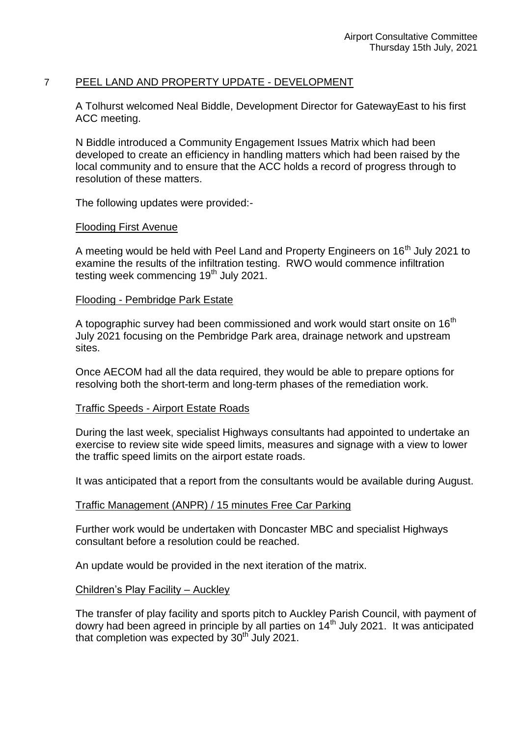## 7 PEEL LAND AND PROPERTY UPDATE - DEVELOPMENT

A Tolhurst welcomed Neal Biddle, Development Director for GatewayEast to his first ACC meeting.

N Biddle introduced a Community Engagement Issues Matrix which had been developed to create an efficiency in handling matters which had been raised by the local community and to ensure that the ACC holds a record of progress through to resolution of these matters.

The following updates were provided:-

### Flooding First Avenue

A meeting would be held with Peel Land and Property Engineers on 16th July 2021 to examine the results of the infiltration testing. RWO would commence infiltration testing week commencing 19th July 2021.

### Flooding - Pembridge Park Estate

A topographic survey had been commissioned and work would start onsite on 16th July 2021 focusing on the Pembridge Park area, drainage network and upstream sites.

Once AECOM had all the data required, they would be able to prepare options for resolving both the short-term and long-term phases of the remediation work.

### Traffic Speeds - Airport Estate Roads

During the last week, specialist Highways consultants had appointed to undertake an exercise to review site wide speed limits, measures and signage with a view to lower the traffic speed limits on the airport estate roads.

It was anticipated that a report from the consultants would be available during August.

### Traffic Management (ANPR) / 15 minutes Free Car Parking

Further work would be undertaken with Doncaster MBC and specialist Highways consultant before a resolution could be reached.

An update would be provided in the next iteration of the matrix.

### Children's Play Facility – Auckley

The transfer of play facility and sports pitch to Auckley Parish Council, with payment of dowry had been agreed in principle by all parties on 14th July 2021. It was anticipated that completion was expected by 30th July 2021.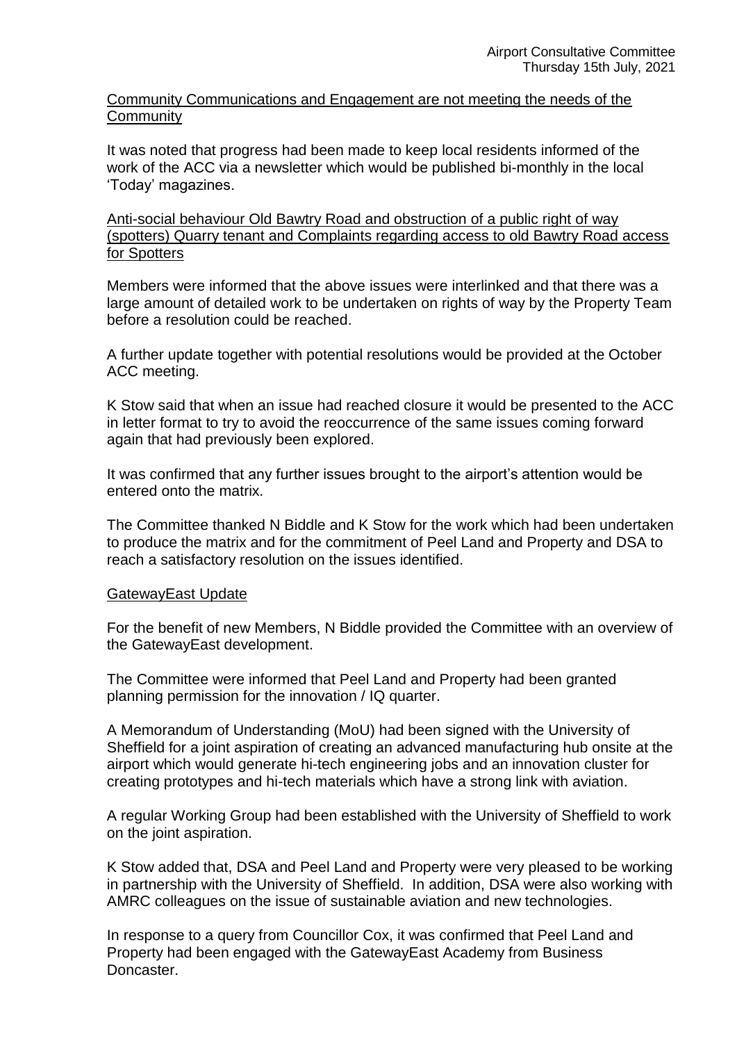Community Communications and Engagement are not meeting the needs of the Community

It was noted that progress had been made to keep local residents informed of the work of the ACC via a newsletter which would be published bi-monthly in the local 'Today' magazines.

Anti-social behaviour Old Bawtry Road and obstruction of a public right of way (spotters) Quarry tenant and Complaints regarding access to old Bawtry Road access for Spotters

Members were informed that the above issues were interlinked and that there was a large amount of detailed work to be undertaken on rights of way by the Property Team before a resolution could be reached.

A further update together with potential resolutions would be provided at the October ACC meeting.

K Stow said that when an issue had reached closure it would be presented to the ACC in letter format to try to avoid the reoccurrence of the same issues coming forward again that had previously been explored.

It was confirmed that any further issues brought to the airport's attention would be entered onto the matrix.

The Committee thanked N Biddle and K Stow for the work which had been undertaken to produce the matrix and for the commitment of Peel Land and Property and DSA to reach a satisfactory resolution on the issues identified.

GatewayEast Update

For the benefit of new Members, N Biddle provided the Committee with an overview of the GatewayEast development.

The Committee were informed that Peel Land and Property had been granted planning permission for the innovation / IQ quarter.

A Memorandum of Understanding (MoU) had been signed with the University of Sheffield for a joint aspiration of creating an advanced manufacturing hub onsite at the airport which would generate hi-tech engineering jobs and an innovation cluster for creating prototypes and hi-tech materials which have a strong link with aviation.

A regular Working Group had been established with the University of Sheffield to work on the joint aspiration.

K Stow added that, DSA and Peel Land and Property were very pleased to be working in partnership with the University of Sheffield. In addition, DSA were also working with AMRC colleagues on the issue of sustainable aviation and new technologies.

In response to a query from Councillor Cox, it was confirmed that Peel Land and Property had been engaged with the GatewayEast Academy from Business Doncaster.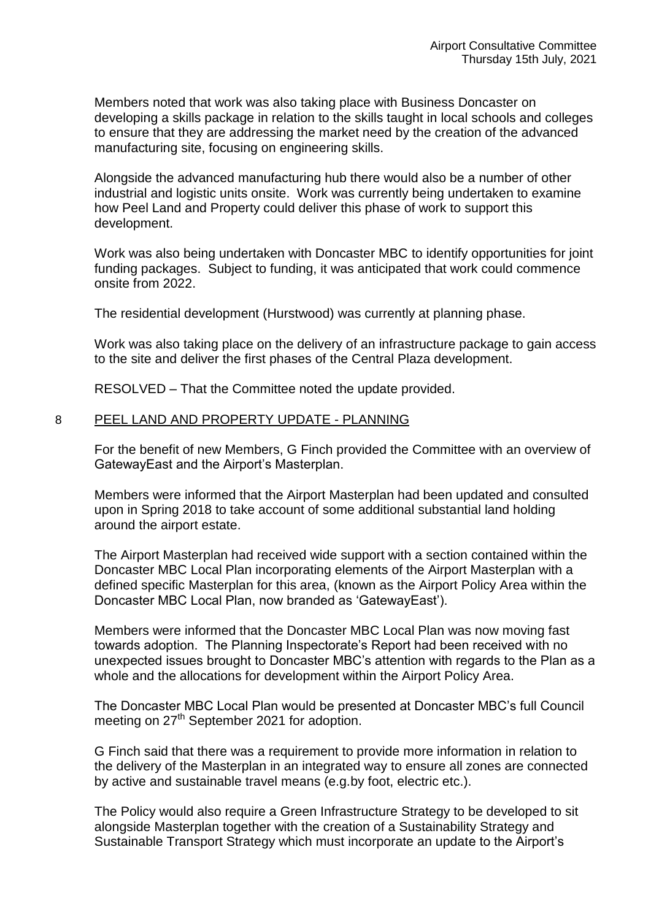Members noted that work was also taking place with Business Doncaster on developing a skills package in relation to the skills taught in local schools and colleges to ensure that they are addressing the market need by the creation of the advanced manufacturing site, focusing on engineering skills.

Alongside the advanced manufacturing hub there would also be a number of other industrial and logistic units onsite. Work was currently being undertaken to examine how Peel Land and Property could deliver this phase of work to support this development.

Work was also being undertaken with Doncaster MBC to identify opportunities for joint funding packages. Subject to funding, it was anticipated that work could commence onsite from 2022.

The residential development (Hurstwood) was currently at planning phase.

Work was also taking place on the delivery of an infrastructure package to gain access to the site and deliver the first phases of the Central Plaza development.

RESOLVED – That the Committee noted the update provided.

## 8 PEEL LAND AND PROPERTY UPDATE - PLANNING

For the benefit of new Members, G Finch provided the Committee with an overview of GatewayEast and the Airport's Masterplan.

Members were informed that the Airport Masterplan had been updated and consulted upon in Spring 2018 to take account of some additional substantial land holding around the airport estate.

The Airport Masterplan had received wide support with a section contained within the Doncaster MBC Local Plan incorporating elements of the Airport Masterplan with a defined specific Masterplan for this area, (known as the Airport Policy Area within the Doncaster MBC Local Plan, now branded as 'GatewayEast').

Members were informed that the Doncaster MBC Local Plan was now moving fast towards adoption. The Planning Inspectorate's Report had been received with no unexpected issues brought to Doncaster MBC's attention with regards to the Plan as a whole and the allocations for development within the Airport Policy Area.

The Doncaster MBC Local Plan would be presented at Doncaster MBC's full Council meeting on 27th September 2021 for adoption.

G Finch said that there was a requirement to provide more information in relation to the delivery of the Masterplan in an integrated way to ensure all zones are connected by active and sustainable travel means (e.g.by foot, electric etc.).

The Policy would also require a Green Infrastructure Strategy to be developed to sit alongside Masterplan together with the creation of a Sustainability Strategy and Sustainable Transport Strategy which must incorporate an update to the Airport's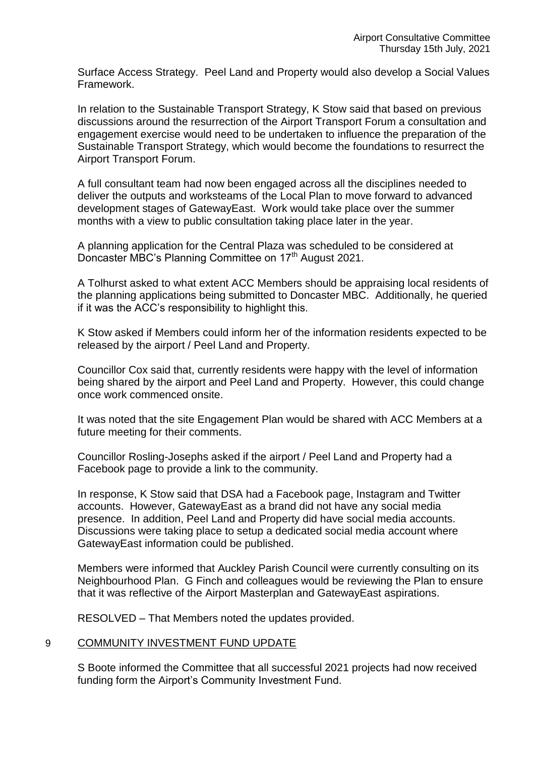Surface Access Strategy. Peel Land and Property would also develop a Social Values Framework.

In relation to the Sustainable Transport Strategy, K Stow said that based on previous discussions around the resurrection of the Airport Transport Forum a consultation and engagement exercise would need to be undertaken to influence the preparation of the Sustainable Transport Strategy, which would become the foundations to resurrect the Airport Transport Forum.

A full consultant team had now been engaged across all the disciplines needed to deliver the outputs and worksteams of the Local Plan to move forward to advanced development stages of GatewayEast. Work would take place over the summer months with a view to public consultation taking place later in the year.

A planning application for the Central Plaza was scheduled to be considered at Doncaster MBC's Planning Committee on 17th August 2021.

A Tolhurst asked to what extent ACC Members should be appraising local residents of the planning applications being submitted to Doncaster MBC. Additionally, he queried if it was the ACC's responsibility to highlight this.

K Stow asked if Members could inform her of the information residents expected to be released by the airport / Peel Land and Property.

Councillor Cox said that, currently residents were happy with the level of information being shared by the airport and Peel Land and Property. However, this could change once work commenced onsite.

It was noted that the site Engagement Plan would be shared with ACC Members at a future meeting for their comments.

Councillor Rosling-Josephs asked if the airport / Peel Land and Property had a Facebook page to provide a link to the community.

In response, K Stow said that DSA had a Facebook page, Instagram and Twitter accounts. However, GatewayEast as a brand did not have any social media presence. In addition, Peel Land and Property did have social media accounts. Discussions were taking place to setup a dedicated social media account where GatewayEast information could be published.

Members were informed that Auckley Parish Council were currently consulting on its Neighbourhood Plan. G Finch and colleagues would be reviewing the Plan to ensure that it was reflective of the Airport Masterplan and GatewayEast aspirations.

RESOLVED – That Members noted the updates provided.

## 9 COMMUNITY INVESTMENT FUND UPDATE

S Boote informed the Committee that all successful 2021 projects had now received funding form the Airport's Community Investment Fund.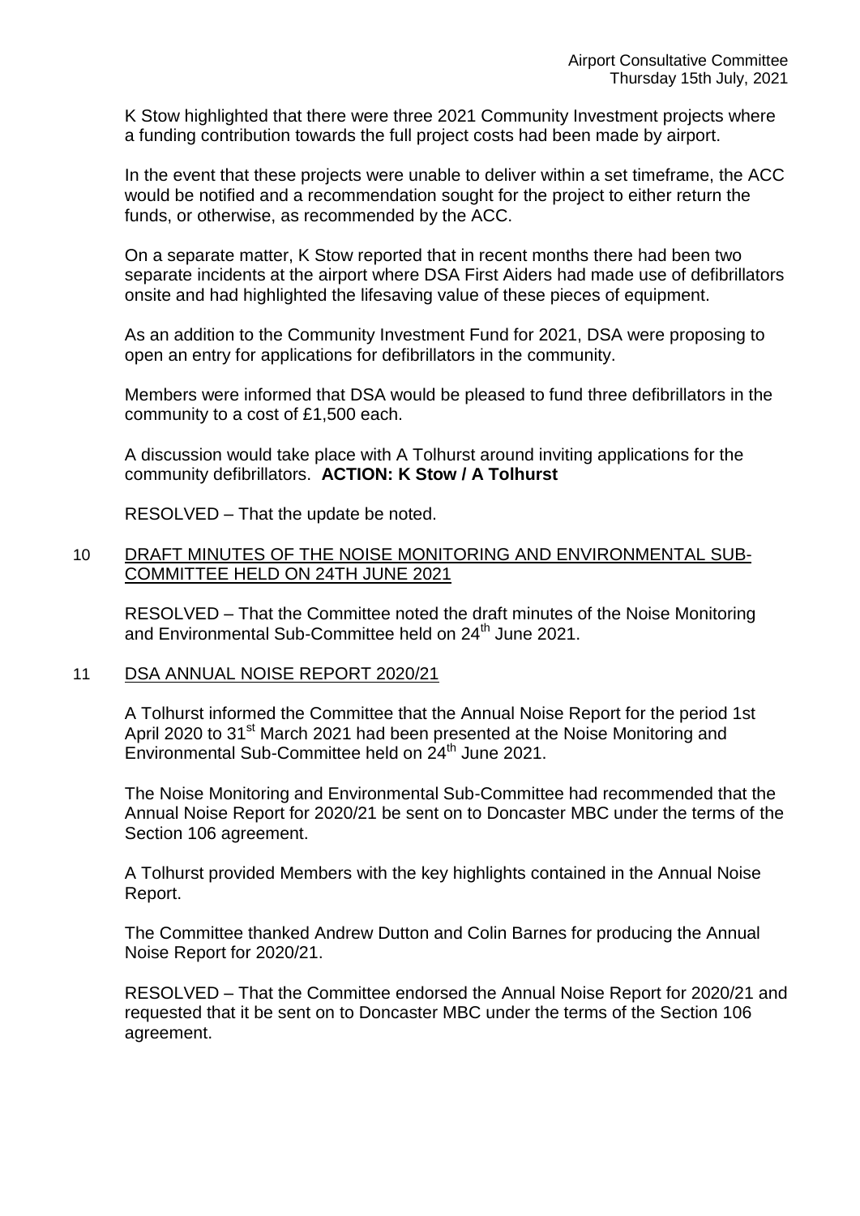K Stow highlighted that there were three 2021 Community Investment projects where a funding contribution towards the full project costs had been made by airport.

In the event that these projects were unable to deliver within a set timeframe, the ACC would be notified and a recommendation sought for the project to either return the funds, or otherwise, as recommended by the ACC.

On a separate matter, K Stow reported that in recent months there had been two separate incidents at the airport where DSA First Aiders had made use of defibrillators onsite and had highlighted the lifesaving value of these pieces of equipment.

As an addition to the Community Investment Fund for 2021, DSA were proposing to open an entry for applications for defibrillators in the community.

Members were informed that DSA would be pleased to fund three defibrillators in the community to a cost of £1,500 each.

A discussion would take place with A Tolhurst around inviting applications for the community defibrillators. **ACTION: K Stow / A Tolhurst**

RESOLVED – That the update be noted.

## 10 DRAFT MINUTES OF THE NOISE MONITORING AND ENVIRONMENTAL SUB-COMMITTEE HELD ON 24TH JUNE 2021

RESOLVED – That the Committee noted the draft minutes of the Noise Monitoring and Environmental Sub-Committee held on 24th June 2021.

## 11 DSA ANNUAL NOISE REPORT 2020/21

A Tolhurst informed the Committee that the Annual Noise Report for the period 1st April 2020 to 31st March 2021 had been presented at the Noise Monitoring and Environmental Sub-Committee held on 24th June 2021.

The Noise Monitoring and Environmental Sub-Committee had recommended that the Annual Noise Report for 2020/21 be sent on to Doncaster MBC under the terms of the Section 106 agreement.

A Tolhurst provided Members with the key highlights contained in the Annual Noise Report.

The Committee thanked Andrew Dutton and Colin Barnes for producing the Annual Noise Report for 2020/21.

RESOLVED – That the Committee endorsed the Annual Noise Report for 2020/21 and requested that it be sent on to Doncaster MBC under the terms of the Section 106 agreement.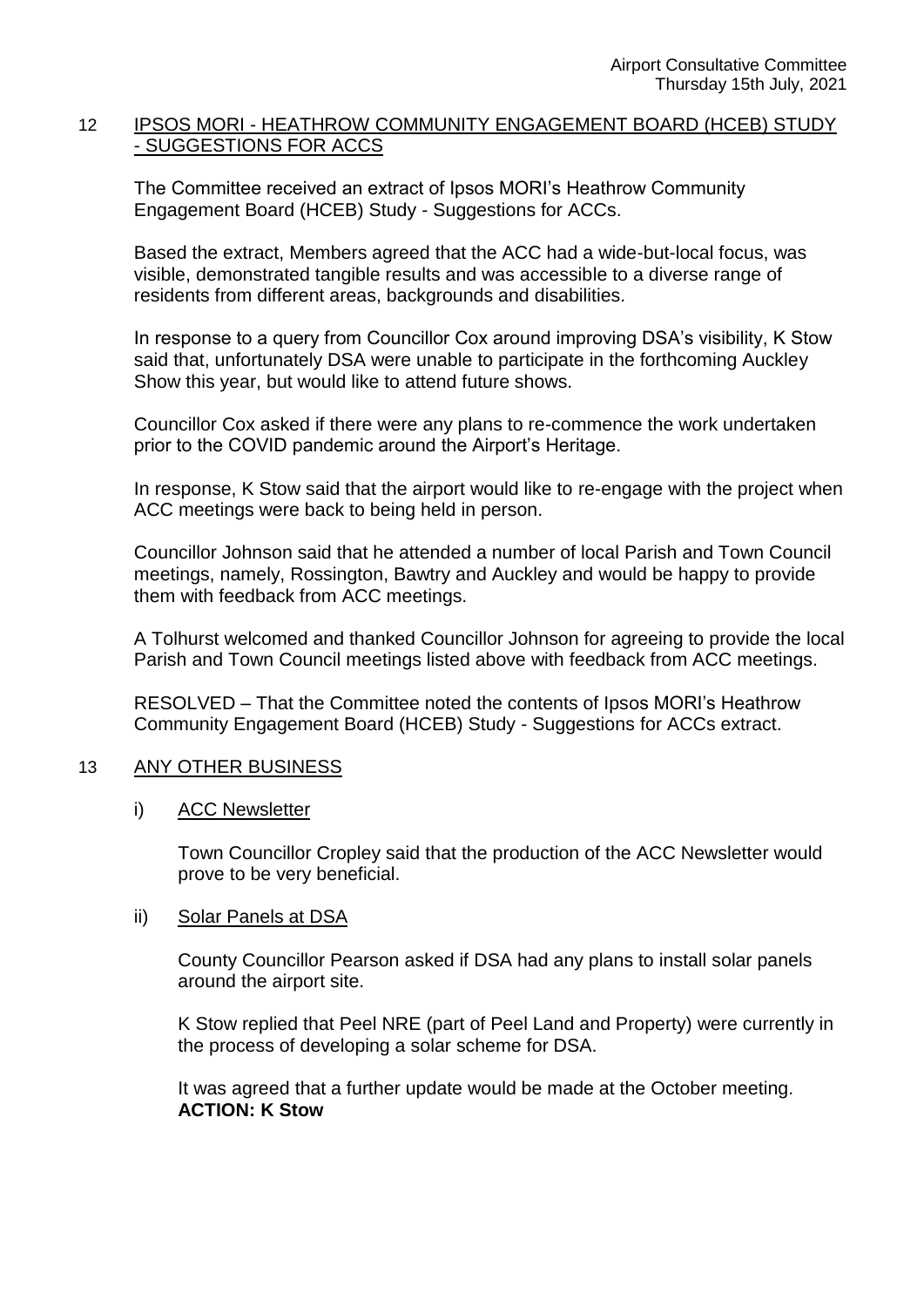## 12 IPSOS MORI - HEATHROW COMMUNITY ENGAGEMENT BOARD (HCEB) STUDY - SUGGESTIONS FOR ACCS

The Committee received an extract of Ipsos MORI's Heathrow Community Engagement Board (HCEB) Study - Suggestions for ACCs.

Based the extract, Members agreed that the ACC had a wide-but-local focus, was visible, demonstrated tangible results and was accessible to a diverse range of residents from different areas, backgrounds and disabilities.

In response to a query from Councillor Cox around improving DSA's visibility, K Stow said that, unfortunately DSA were unable to participate in the forthcoming Auckley Show this year, but would like to attend future shows.

Councillor Cox asked if there were any plans to re-commence the work undertaken prior to the COVID pandemic around the Airport's Heritage.

In response, K Stow said that the airport would like to re-engage with the project when ACC meetings were back to being held in person.

Councillor Johnson said that he attended a number of local Parish and Town Council meetings, namely, Rossington, Bawtry and Auckley and would be happy to provide them with feedback from ACC meetings.

A Tolhurst welcomed and thanked Councillor Johnson for agreeing to provide the local Parish and Town Council meetings listed above with feedback from ACC meetings.

RESOLVED – That the Committee noted the contents of Ipsos MORI's Heathrow Community Engagement Board (HCEB) Study - Suggestions for ACCs extract.

## 13 ANY OTHER BUSINESS

### i) ACC Newsletter

Town Councillor Cropley said that the production of the ACC Newsletter would prove to be very beneficial.

### ii) Solar Panels at DSA

County Councillor Pearson asked if DSA had any plans to install solar panels around the airport site.

K Stow replied that Peel NRE (part of Peel Land and Property) were currently in the process of developing a solar scheme for DSA.

It was agreed that a further update would be made at the October meeting.
**ACTION: K Stow**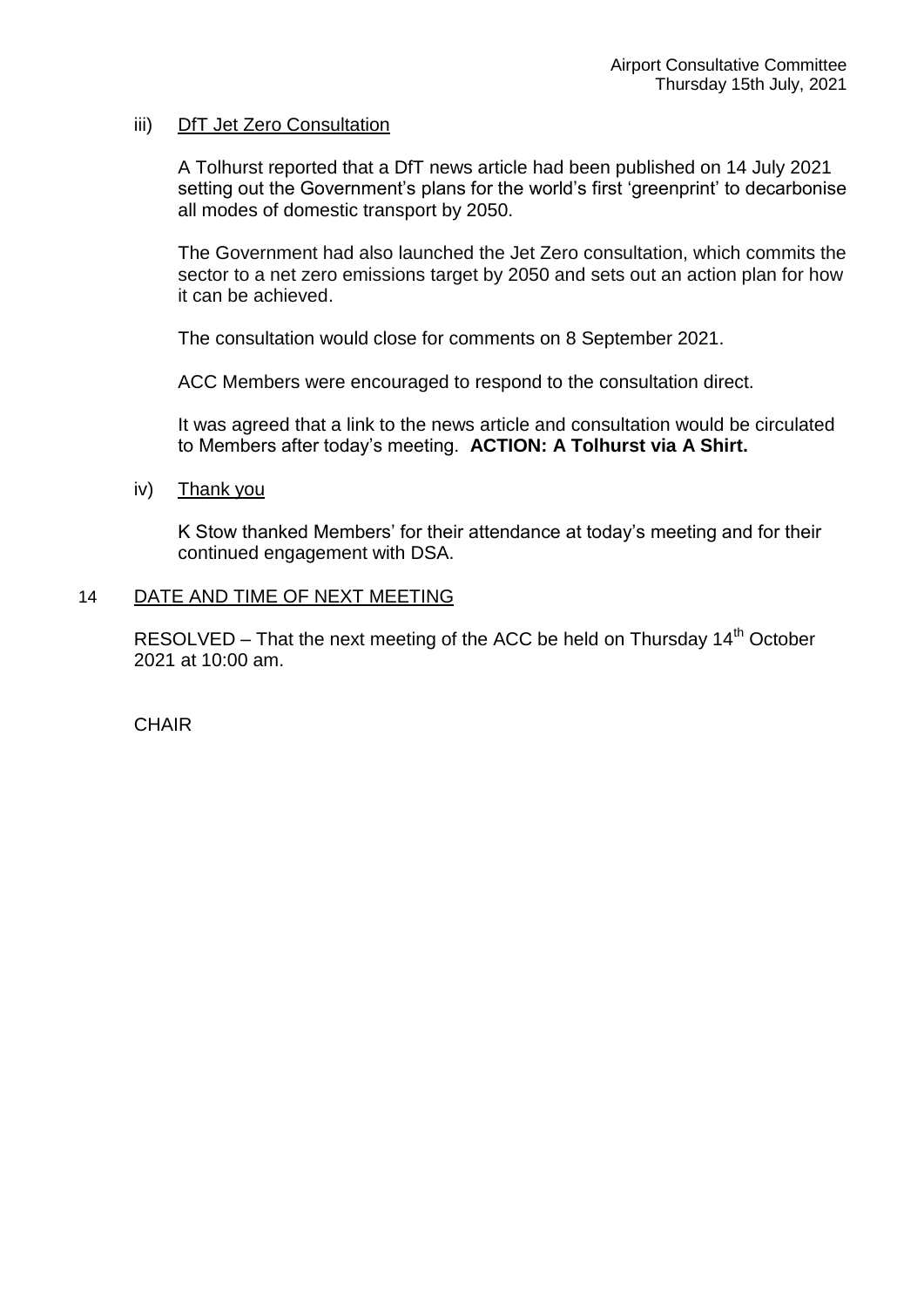iii) DfT Jet Zero Consultation

A Tolhurst reported that a DfT news article had been published on 14 July 2021 setting out the Government's plans for the world's first 'greenprint' to decarbonise all modes of domestic transport by 2050.

The Government had also launched the Jet Zero consultation, which commits the sector to a net zero emissions target by 2050 and sets out an action plan for how it can be achieved.

The consultation would close for comments on 8 September 2021.

ACC Members were encouraged to respond to the consultation direct.

It was agreed that a link to the news article and consultation would be circulated to Members after today's meeting. **ACTION: A Tolhurst via A Shirt.**

iv) Thank you

K Stow thanked Members' for their attendance at today's meeting and for their continued engagement with DSA.

## 14 DATE AND TIME OF NEXT MEETING

RESOLVED – That the next meeting of the ACC be held on Thursday 14th October 2021 at 10:00 am.

CHAIR